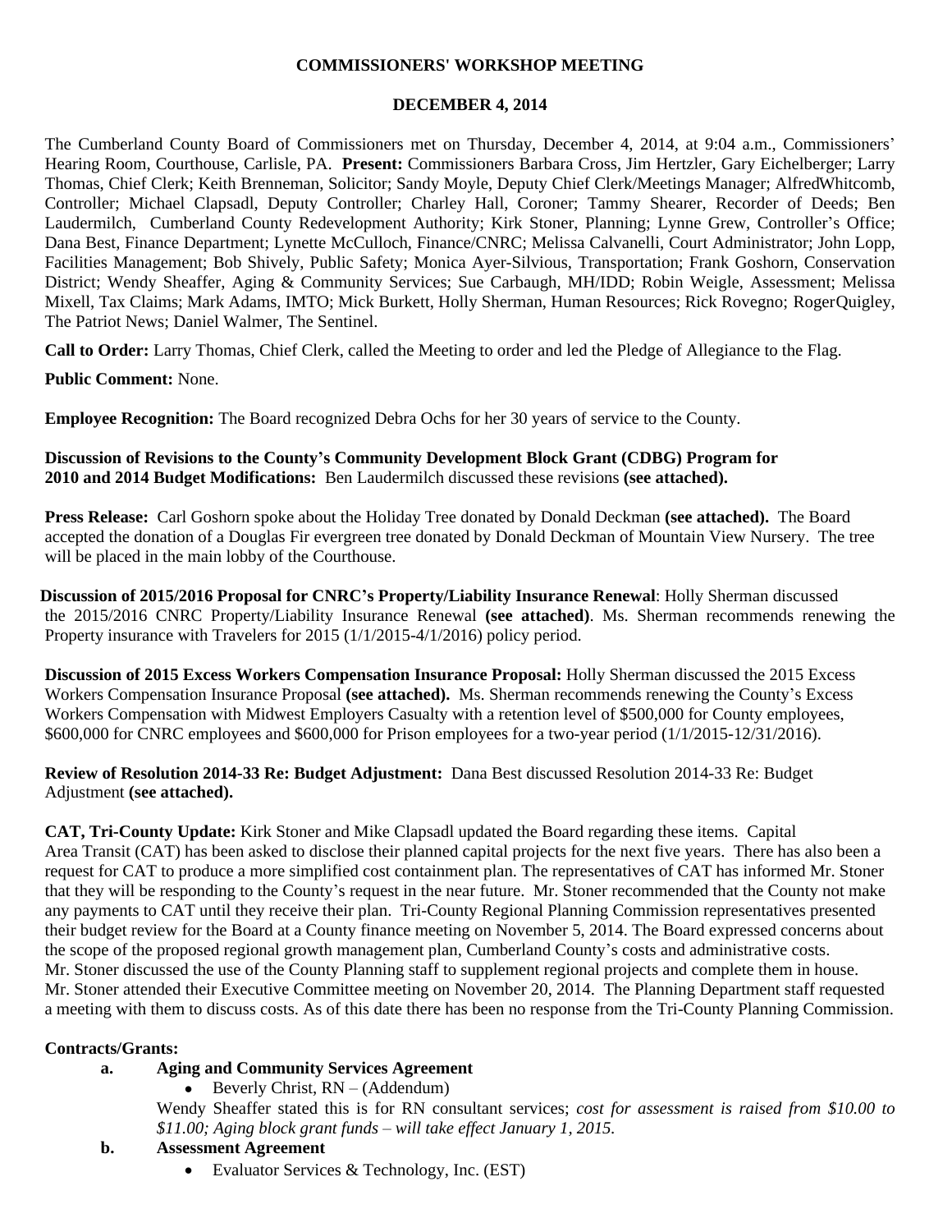**COMMISSIONERS' WORKSHOP MEETING**

**DECEMBER 4, 2014**

The Cumberland County Board of Commissioners met on Thursday, December 4, 2014, at 9:04 a.m., Commissioners' Hearing Room, Courthouse, Carlisle, PA. **Present:** Commissioners Barbara Cross, Jim Hertzler, Gary Eichelberger; Larry Thomas, Chief Clerk; Keith Brenneman, Solicitor; Sandy Moyle, Deputy Chief Clerk/Meetings Manager; AlfredWhitcomb, Controller; Michael Clapsadl, Deputy Controller; Charley Hall, Coroner; Tammy Shearer, Recorder of Deeds; Ben Laudermilch, Cumberland County Redevelopment Authority; Kirk Stoner, Planning; Lynne Grew, Controller's Office; Dana Best, Finance Department; Lynette McCulloch, Finance/CNRC; Melissa Calvanelli, Court Administrator; John Lopp, Facilities Management; Bob Shively, Public Safety; Monica Ayer-Silvious, Transportation; Frank Goshorn, Conservation District; Wendy Sheaffer, Aging & Community Services; Sue Carbaugh, MH/IDD; Robin Weigle, Assessment; Melissa Mixell, Tax Claims; Mark Adams, IMTO; Mick Burkett, Holly Sherman, Human Resources; Rick Rovegno; RogerQuigley, The Patriot News; Daniel Walmer, The Sentinel.

**Call to Order:** Larry Thomas, Chief Clerk, called the Meeting to order and led the Pledge of Allegiance to the Flag.

**Public Comment:** None.

**Employee Recognition:** The Board recognized Debra Ochs for her 30 years of service to the County.

**Discussion of Revisions to the County's Community Development Block Grant (CDBG) Program for 2010 and 2014 Budget Modifications:** Ben Laudermilch discussed these revisions **(see attached).**

**Press Release:** Carl Goshorn spoke about the Holiday Tree donated by Donald Deckman **(see attached).** The Board accepted the donation of a Douglas Fir evergreen tree donated by Donald Deckman of Mountain View Nursery. The tree will be placed in the main lobby of the Courthouse.

**Discussion of 2015/2016 Proposal for CNRC's Property/Liability Insurance Renewal**: Holly Sherman discussed the 2015/2016 CNRC Property/Liability Insurance Renewal **(see attached)**. Ms. Sherman recommends renewing the Property insurance with Travelers for 2015 (1/1/2015-4/1/2016) policy period.

**Discussion of 2015 Excess Workers Compensation Insurance Proposal:** Holly Sherman discussed the 2015 Excess Workers Compensation Insurance Proposal **(see attached).** Ms. Sherman recommends renewing the County's Excess Workers Compensation with Midwest Employers Casualty with a retention level of $500,000 for County employees, $600,000 for CNRC employees and $600,000 for Prison employees for a two-year period (1/1/2015-12/31/2016).

**Review of Resolution 2014-33 Re: Budget Adjustment:** Dana Best discussed Resolution 2014-33 Re: Budget Adjustment **(see attached).**

**CAT, Tri-County Update:** Kirk Stoner and Mike Clapsadl updated the Board regarding these items. Capital Area Transit (CAT) has been asked to disclose their planned capital projects for the next five years. There has also been a request for CAT to produce a more simplified cost containment plan. The representatives of CAT has informed Mr. Stoner that they will be responding to the County's request in the near future. Mr. Stoner recommended that the County not make any payments to CAT until they receive their plan. Tri-County Regional Planning Commission representatives presented their budget review for the Board at a County finance meeting on November 5, 2014. The Board expressed concerns about the scope of the proposed regional growth management plan, Cumberland County's costs and administrative costs. Mr. Stoner discussed the use of the County Planning staff to supplement regional projects and complete them in house. Mr. Stoner attended their Executive Committee meeting on November 20, 2014. The Planning Department staff requested a meeting with them to discuss costs. As of this date there has been no response from the Tri-County Planning Commission.

**Contracts/Grants:**

**a. Aging and Community Services Agreement**

- Beverly Christ, RN – (Addendum)

Wendy Sheaffer stated this is for RN consultant services; *cost for assessment is raised from $10.00 to $11.00; Aging block grant funds – will take effect January 1, 2015.*

**b. Assessment Agreement**

- Evaluator Services & Technology, Inc. (EST)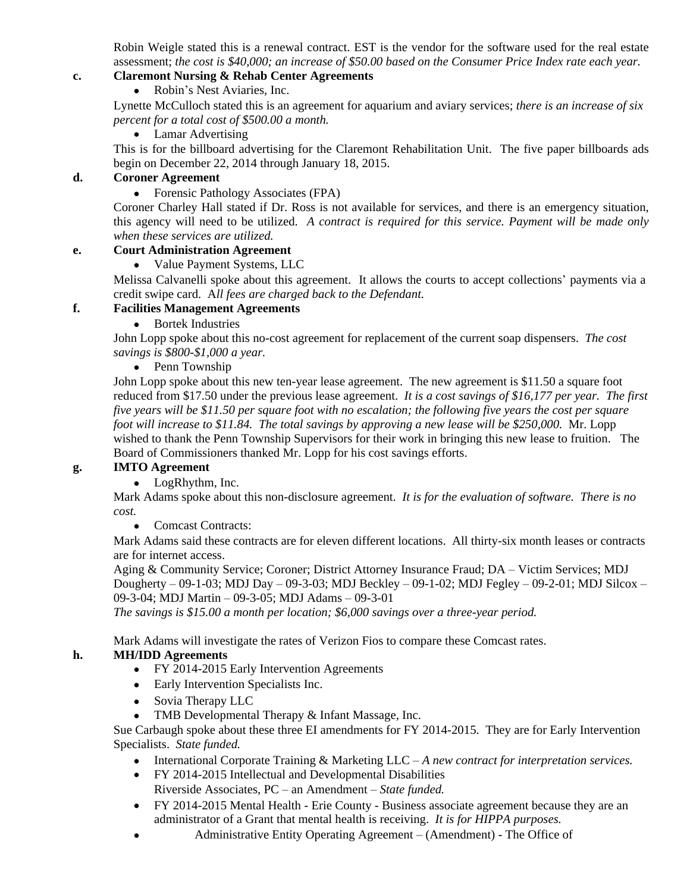Robin Weigle stated this is a renewal contract. EST is the vendor for the software used for the real estate assessment; *the cost is $40,000; an increase of $50.00 based on the Consumer Price Index rate each year.*

**c. Claremont Nursing & Rehab Center Agreements**

- Robin's Nest Aviaries, Inc.

Lynette McCulloch stated this is an agreement for aquarium and aviary services; *there is an increase of six percent for a total cost of $500.00 a month.*

- Lamar Advertising

This is for the billboard advertising for the Claremont Rehabilitation Unit. The five paper billboards ads begin on December 22, 2014 through January 18, 2015.

**d. Coroner Agreement**

- Forensic Pathology Associates (FPA)

Coroner Charley Hall stated if Dr. Ross is not available for services, and there is an emergency situation, this agency will need to be utilized. *A contract is required for this service. Payment will be made only when these services are utilized.*

**e. Court Administration Agreement**

- Value Payment Systems, LLC

Melissa Calvanelli spoke about this agreement. It allows the courts to accept collections' payments via a credit swipe card. A*ll fees are charged back to the Defendant.*

**f. Facilities Management Agreements**

- Bortek Industries

John Lopp spoke about this no-cost agreement for replacement of the current soap dispensers. *The cost savings is $800-$1,000 a year.*

- Penn Township

John Lopp spoke about this new ten-year lease agreement. The new agreement is $11.50 a square foot reduced from $17.50 under the previous lease agreement. *It is a cost savings of $16,177 per year. The first five years will be $11.50 per square foot with no escalation; the following five years the cost per square foot will increase to $11.84. The total savings by approving a new lease will be $250,000.* Mr. Lopp wished to thank the Penn Township Supervisors for their work in bringing this new lease to fruition. The Board of Commissioners thanked Mr. Lopp for his cost savings efforts.

**g. IMTO Agreement**

- LogRhythm, Inc.

Mark Adams spoke about this non-disclosure agreement. *It is for the evaluation of software. There is no cost.*

- Comcast Contracts:

Mark Adams said these contracts are for eleven different locations. All thirty-six month leases or contracts are for internet access.

Aging & Community Service; Coroner; District Attorney Insurance Fraud; DA – Victim Services; MDJ Dougherty – 09-1-03; MDJ Day – 09-3-03; MDJ Beckley – 09-1-02; MDJ Fegley – 09-2-01; MDJ Silcox – 09-3-04; MDJ Martin – 09-3-05; MDJ Adams – 09-3-01

*The savings is $15.00 a month per location; $6,000 savings over a three-year period.*

Mark Adams will investigate the rates of Verizon Fios to compare these Comcast rates.

**h. MH/IDD Agreements**

- FY 2014-2015 Early Intervention Agreements
- Early Intervention Specialists Inc.
- Sovia Therapy LLC
- TMB Developmental Therapy & Infant Massage, Inc.

Sue Carbaugh spoke about these three EI amendments for FY 2014-2015. They are for Early Intervention Specialists. *State funded.*

- International Corporate Training & Marketing LLC – *A new contract for interpretation services.*
- FY 2014-2015 Intellectual and Developmental Disabilities
  Riverside Associates, PC – an Amendment – *State funded.*
- FY 2014-2015 Mental Health - Erie County - Business associate agreement because they are an administrator of a Grant that mental health is receiving. *It is for HIPPA purposes.*
- Administrative Entity Operating Agreement – (Amendment) - The Office of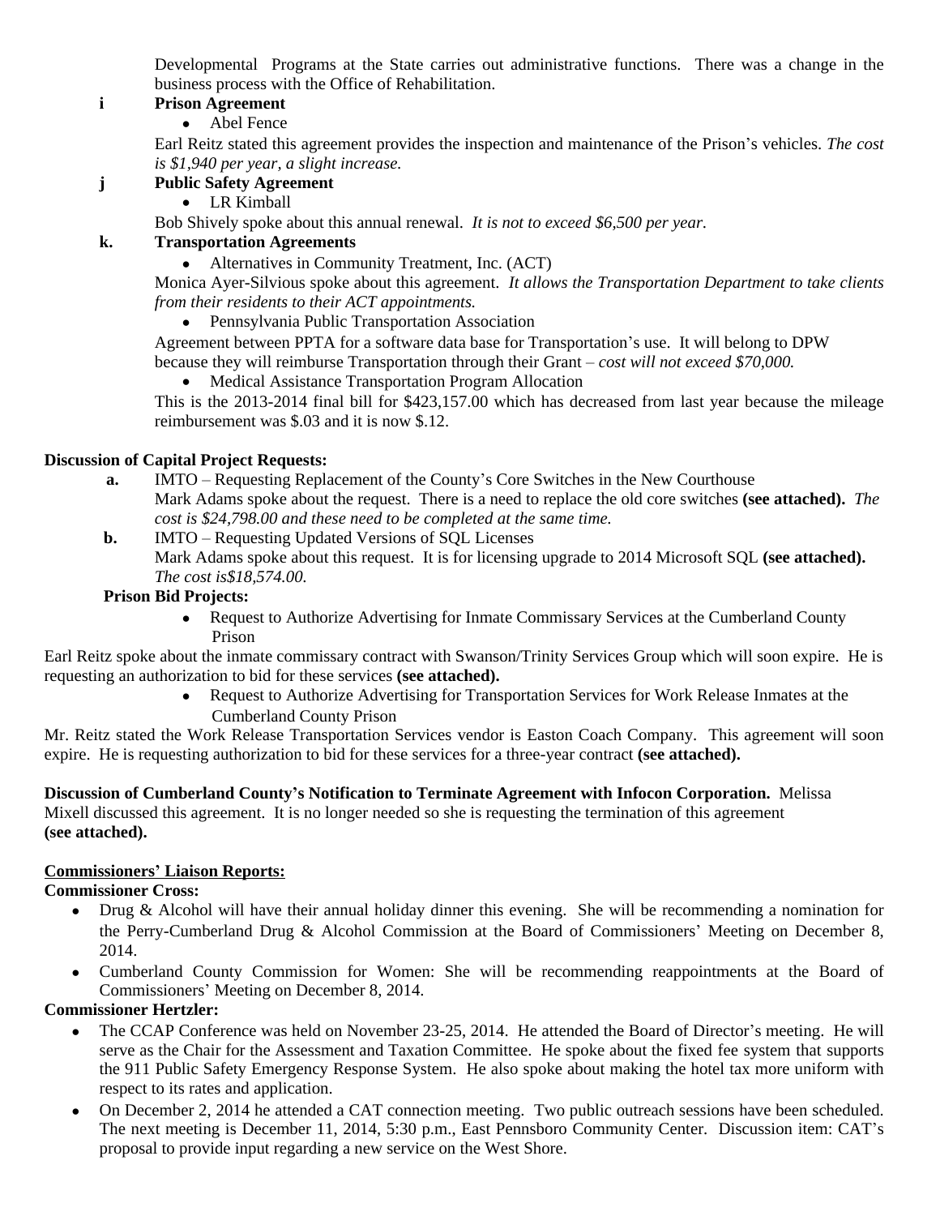Developmental Programs at the State carries out administrative functions. There was a change in the business process with the Office of Rehabilitation.

**i Prison Agreement**

- Abel Fence

Earl Reitz stated this agreement provides the inspection and maintenance of the Prison's vehicles. *The cost is $1,940 per year, a slight increase.*

**j Public Safety Agreement**

- LR Kimball

Bob Shively spoke about this annual renewal. *It is not to exceed $6,500 per year.*

**k. Transportation Agreements**

- Alternatives in Community Treatment, Inc. (ACT)

Monica Ayer-Silvious spoke about this agreement. *It allows the Transportation Department to take clients from their residents to their ACT appointments.*

- Pennsylvania Public Transportation Association

Agreement between PPTA for a software data base for Transportation's use. It will belong to DPW because they will reimburse Transportation through their Grant – *cost will not exceed $70,000.*

- Medical Assistance Transportation Program Allocation

This is the 2013-2014 final bill for $423,157.00 which has decreased from last year because the mileage reimbursement was $.03 and it is now $.12.

**Discussion of Capital Project Requests:**

**a.** IMTO – Requesting Replacement of the County's Core Switches in the New Courthouse
Mark Adams spoke about the request. There is a need to replace the old core switches **(see attached).** *The cost is $24,798.00 and these need to be completed at the same time.*

**b.** IMTO – Requesting Updated Versions of SQL Licenses
Mark Adams spoke about this request. It is for licensing upgrade to 2014 Microsoft SQL **(see attached).** *The cost is$18,574.00.*

**Prison Bid Projects:**

- Request to Authorize Advertising for Inmate Commissary Services at the Cumberland County Prison

Earl Reitz spoke about the inmate commissary contract with Swanson/Trinity Services Group which will soon expire. He is requesting an authorization to bid for these services **(see attached).**

- Request to Authorize Advertising for Transportation Services for Work Release Inmates at the Cumberland County Prison

Mr. Reitz stated the Work Release Transportation Services vendor is Easton Coach Company. This agreement will soon expire. He is requesting authorization to bid for these services for a three-year contract **(see attached).**

**Discussion of Cumberland County's Notification to Terminate Agreement with Infocon Corporation.** Melissa Mixell discussed this agreement. It is no longer needed so she is requesting the termination of this agreement **(see attached).**

**Commissioners' Liaison Reports:**

**Commissioner Cross:**

- Drug & Alcohol will have their annual holiday dinner this evening. She will be recommending a nomination for the Perry-Cumberland Drug & Alcohol Commission at the Board of Commissioners' Meeting on December 8, 2014.
- Cumberland County Commission for Women: She will be recommending reappointments at the Board of Commissioners' Meeting on December 8, 2014.

**Commissioner Hertzler:**

- The CCAP Conference was held on November 23-25, 2014. He attended the Board of Director's meeting. He will serve as the Chair for the Assessment and Taxation Committee. He spoke about the fixed fee system that supports the 911 Public Safety Emergency Response System. He also spoke about making the hotel tax more uniform with respect to its rates and application.
- On December 2, 2014 he attended a CAT connection meeting. Two public outreach sessions have been scheduled. The next meeting is December 11, 2014, 5:30 p.m., East Pennsboro Community Center. Discussion item: CAT's proposal to provide input regarding a new service on the West Shore.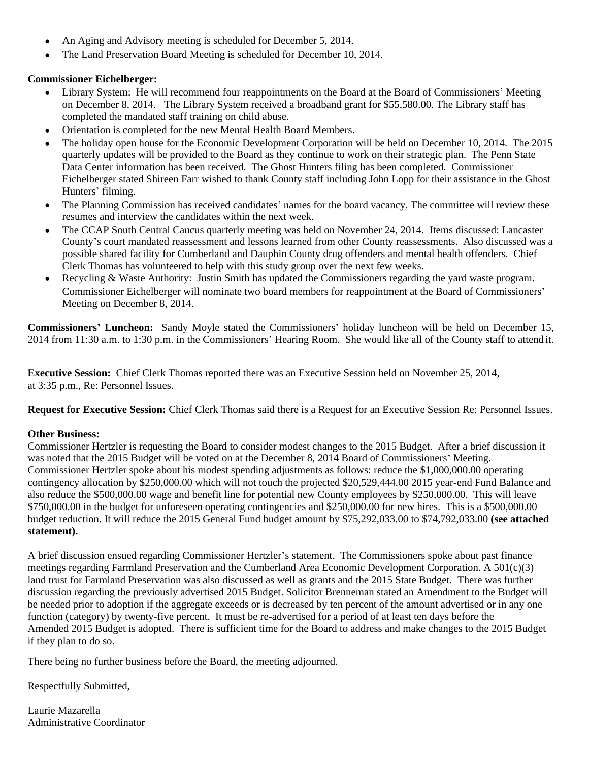- An Aging and Advisory meeting is scheduled for December 5, 2014.
- The Land Preservation Board Meeting is scheduled for December 10, 2014.

**Commissioner Eichelberger:**

- Library System: He will recommend four reappointments on the Board at the Board of Commissioners' Meeting on December 8, 2014. The Library System received a broadband grant for $55,580.00. The Library staff has completed the mandated staff training on child abuse.
- Orientation is completed for the new Mental Health Board Members.
- The holiday open house for the Economic Development Corporation will be held on December 10, 2014. The 2015 quarterly updates will be provided to the Board as they continue to work on their strategic plan. The Penn State Data Center information has been received. The Ghost Hunters filing has been completed. Commissioner Eichelberger stated Shireen Farr wished to thank County staff including John Lopp for their assistance in the Ghost Hunters' filming.
- The Planning Commission has received candidates' names for the board vacancy. The committee will review these resumes and interview the candidates within the next week.
- The CCAP South Central Caucus quarterly meeting was held on November 24, 2014. Items discussed: Lancaster County's court mandated reassessment and lessons learned from other County reassessments. Also discussed was a possible shared facility for Cumberland and Dauphin County drug offenders and mental health offenders. Chief Clerk Thomas has volunteered to help with this study group over the next few weeks.
- Recycling & Waste Authority: Justin Smith has updated the Commissioners regarding the yard waste program. Commissioner Eichelberger will nominate two board members for reappointment at the Board of Commissioners' Meeting on December 8, 2014.

**Commissioners' Luncheon:** Sandy Moyle stated the Commissioners' holiday luncheon will be held on December 15, 2014 from 11:30 a.m. to 1:30 p.m. in the Commissioners' Hearing Room. She would like all of the County staff to attend it.

**Executive Session:** Chief Clerk Thomas reported there was an Executive Session held on November 25, 2014, at 3:35 p.m., Re: Personnel Issues.

**Request for Executive Session:** Chief Clerk Thomas said there is a Request for an Executive Session Re: Personnel Issues.

**Other Business:**
Commissioner Hertzler is requesting the Board to consider modest changes to the 2015 Budget. After a brief discussion it was noted that the 2015 Budget will be voted on at the December 8, 2014 Board of Commissioners' Meeting. Commissioner Hertzler spoke about his modest spending adjustments as follows: reduce the $1,000,000.00 operating contingency allocation by $250,000.00 which will not touch the projected $20,529,444.00 2015 year-end Fund Balance and also reduce the $500,000.00 wage and benefit line for potential new County employees by $250,000.00. This will leave $750,000.00 in the budget for unforeseen operating contingencies and $250,000.00 for new hires. This is a $500,000.00 budget reduction. It will reduce the 2015 General Fund budget amount by $75,292,033.00 to $74,792,033.00 **(see attached statement).**

A brief discussion ensued regarding Commissioner Hertzler's statement. The Commissioners spoke about past finance meetings regarding Farmland Preservation and the Cumberland Area Economic Development Corporation. A 501(c)(3) land trust for Farmland Preservation was also discussed as well as grants and the 2015 State Budget. There was further discussion regarding the previously advertised 2015 Budget. Solicitor Brenneman stated an Amendment to the Budget will be needed prior to adoption if the aggregate exceeds or is decreased by ten percent of the amount advertised or in any one function (category) by twenty-five percent. It must be re-advertised for a period of at least ten days before the Amended 2015 Budget is adopted. There is sufficient time for the Board to address and make changes to the 2015 Budget if they plan to do so.

There being no further business before the Board, the meeting adjourned.

Respectfully Submitted,

Laurie Mazarella
Administrative Coordinator